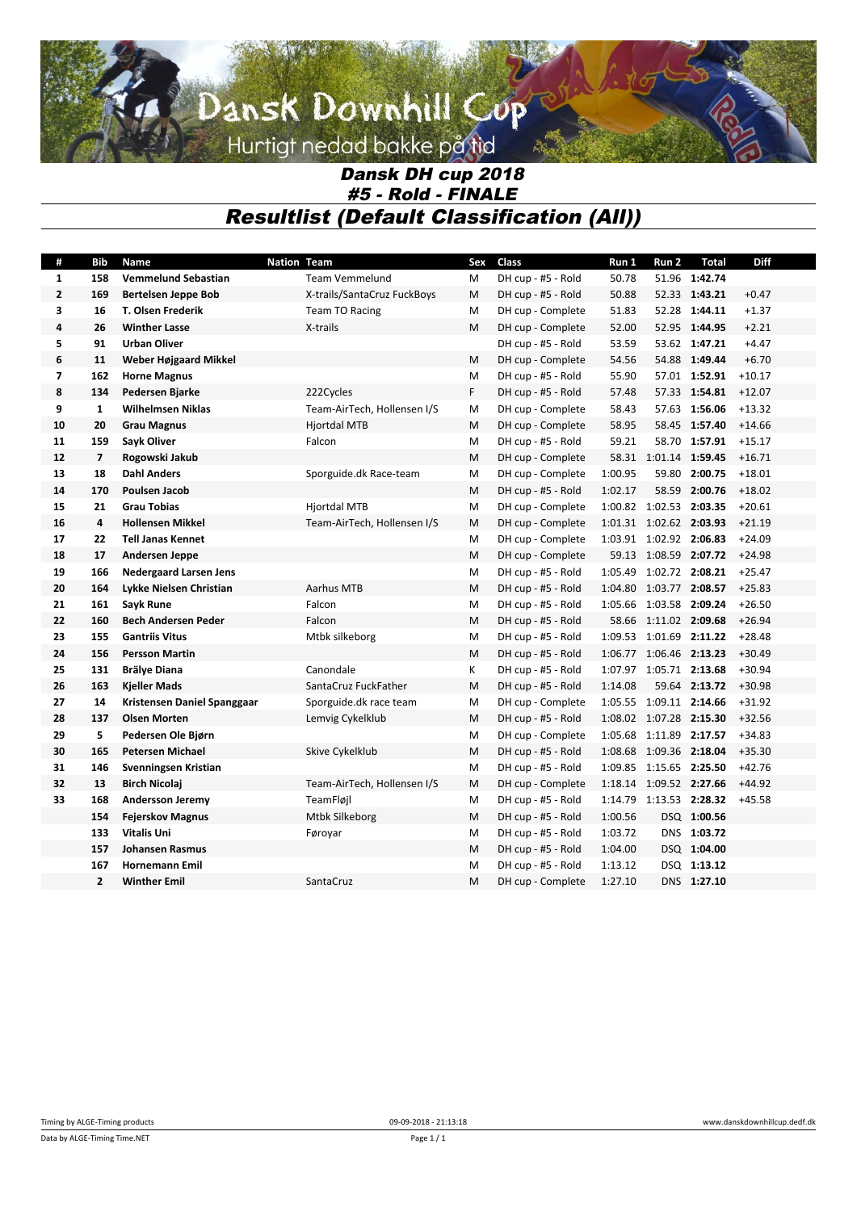Dansk Downhill Cup

Hurtigt nedad bakke på tid

# Dansk DH cup 2018
## #5 - Rold - FINALE
# Resultlist (Default Classification (All))

| # | Bib | Name | Nation | Team | Sex | Class | Run 1 | Run 2 | Total | Diff |
|---|---|---|---|---|---|---|---|---|---|---|
| 1 | 158 | Vemmelund Sebastian | | Team Vemmelund | M | DH cup - #5 - Rold | 50.78 | 51.96 | 1:42.74 | |
| 2 | 169 | Bertelsen Jeppe Bob | | X-trails/SantaCruz FuckBoys | M | DH cup - #5 - Rold | 50.88 | 52.33 | 1:43.21 | +0.47 |
| 3 | 16 | T. Olsen Frederik | | Team TO Racing | M | DH cup - Complete | 51.83 | 52.28 | 1:44.11 | +1.37 |
| 4 | 26 | Winther Lasse | | X-trails | M | DH cup - Complete | 52.00 | 52.95 | 1:44.95 | +2.21 |
| 5 | 91 | Urban Oliver | | | | DH cup - #5 - Rold | 53.59 | 53.62 | 1:47.21 | +4.47 |
| 6 | 11 | Weber Højgaard Mikkel | | | M | DH cup - Complete | 54.56 | 54.88 | 1:49.44 | +6.70 |
| 7 | 162 | Horne Magnus | | | M | DH cup - #5 - Rold | 55.90 | 57.01 | 1:52.91 | +10.17 |
| 8 | 134 | Pedersen Bjarke | | 222Cycles | F | DH cup - #5 - Rold | 57.48 | 57.33 | 1:54.81 | +12.07 |
| 9 | 1 | Wilhelmsen Niklas | | Team-AirTech, Hollensen I/S | M | DH cup - Complete | 58.43 | 57.63 | 1:56.06 | +13.32 |
| 10 | 20 | Grau Magnus | | Hjortdal MTB | M | DH cup - Complete | 58.95 | 58.45 | 1:57.40 | +14.66 |
| 11 | 159 | Sayk Oliver | | Falcon | M | DH cup - #5 - Rold | 59.21 | 58.70 | 1:57.91 | +15.17 |
| 12 | 7 | Rogowski Jakub | | | M | DH cup - Complete | 58.31 | 1:01.14 | 1:59.45 | +16.71 |
| 13 | 18 | Dahl Anders | | Sporguide.dk Race-team | M | DH cup - Complete | 1:00.95 | 59.80 | 2:00.75 | +18.01 |
| 14 | 170 | Poulsen Jacob | | | M | DH cup - #5 - Rold | 1:02.17 | 58.59 | 2:00.76 | +18.02 |
| 15 | 21 | Grau Tobias | | Hjortdal MTB | M | DH cup - Complete | 1:00.82 | 1:02.53 | 2:03.35 | +20.61 |
| 16 | 4 | Hollensen Mikkel | | Team-AirTech, Hollensen I/S | M | DH cup - Complete | 1:01.31 | 1:02.62 | 2:03.93 | +21.19 |
| 17 | 22 | Tell Janas Kennet | | | M | DH cup - Complete | 1:03.91 | 1:02.92 | 2:06.83 | +24.09 |
| 18 | 17 | Andersen Jeppe | | | M | DH cup - Complete | 59.13 | 1:08.59 | 2:07.72 | +24.98 |
| 19 | 166 | Nedergaard Larsen Jens | | | M | DH cup - #5 - Rold | 1:05.49 | 1:02.72 | 2:08.21 | +25.47 |
| 20 | 164 | Lykke Nielsen Christian | | Aarhus MTB | M | DH cup - #5 - Rold | 1:04.80 | 1:03.77 | 2:08.57 | +25.83 |
| 21 | 161 | Sayk Rune | | Falcon | M | DH cup - #5 - Rold | 1:05.66 | 1:03.58 | 2:09.24 | +26.50 |
| 22 | 160 | Bech Andersen Peder | | Falcon | M | DH cup - #5 - Rold | 58.66 | 1:11.02 | 2:09.68 | +26.94 |
| 23 | 155 | Gantriis Vitus | | Mtbk silkeborg | M | DH cup - #5 - Rold | 1:09.53 | 1:01.69 | 2:11.22 | +28.48 |
| 24 | 156 | Persson Martin | | | M | DH cup - #5 - Rold | 1:06.77 | 1:06.46 | 2:13.23 | +30.49 |
| 25 | 131 | Brälye Diana | | Canondale | K | DH cup - #5 - Rold | 1:07.97 | 1:05.71 | 2:13.68 | +30.94 |
| 26 | 163 | Kjeller Mads | | SantaCruz FuckFather | M | DH cup - #5 - Rold | 1:14.08 | 59.64 | 2:13.72 | +30.98 |
| 27 | 14 | Kristensen Daniel Spanggaar | | Sporguide.dk race team | M | DH cup - Complete | 1:05.55 | 1:09.11 | 2:14.66 | +31.92 |
| 28 | 137 | Olsen Morten | | Lemvig Cykelklub | M | DH cup - #5 - Rold | 1:08.02 | 1:07.28 | 2:15.30 | +32.56 |
| 29 | 5 | Pedersen Ole Bjørn | | | M | DH cup - Complete | 1:05.68 | 1:11.89 | 2:17.57 | +34.83 |
| 30 | 165 | Petersen Michael | | Skive Cykelklub | M | DH cup - #5 - Rold | 1:08.68 | 1:09.36 | 2:18.04 | +35.30 |
| 31 | 146 | Svenningsen Kristian | | | M | DH cup - #5 - Rold | 1:09.85 | 1:15.65 | 2:25.50 | +42.76 |
| 32 | 13 | Birch Nicolaj | | Team-AirTech, Hollensen I/S | M | DH cup - Complete | 1:18.14 | 1:09.52 | 2:27.66 | +44.92 |
| 33 | 168 | Andersson Jeremy | | TeamFløjl | M | DH cup - #5 - Rold | 1:14.79 | 1:13.53 | 2:28.32 | +45.58 |
| | 154 | Fejerskov Magnus | | Mtbk Silkeborg | M | DH cup - #5 - Rold | 1:00.56 | DSQ | 1:00.56 | |
| | 133 | Vitalis Uni | | Føroyar | M | DH cup - #5 - Rold | 1:03.72 | DNS | 1:03.72 | |
| | 157 | Johansen Rasmus | | | M | DH cup - #5 - Rold | 1:04.00 | DSQ | 1:04.00 | |
| | 167 | Hornemann Emil | | | M | DH cup - #5 - Rold | 1:13.12 | DSQ | 1:13.12 | |
| | 2 | Winther Emil | | SantaCruz | M | DH cup - Complete | 1:27.10 | DNS | 1:27.10 | |

Timing by ALGE-Timing products — 09-09-2018 - 21:13:18 — www.danskdownhillcup.dedf.dk

Data by ALGE-Timing Time.NET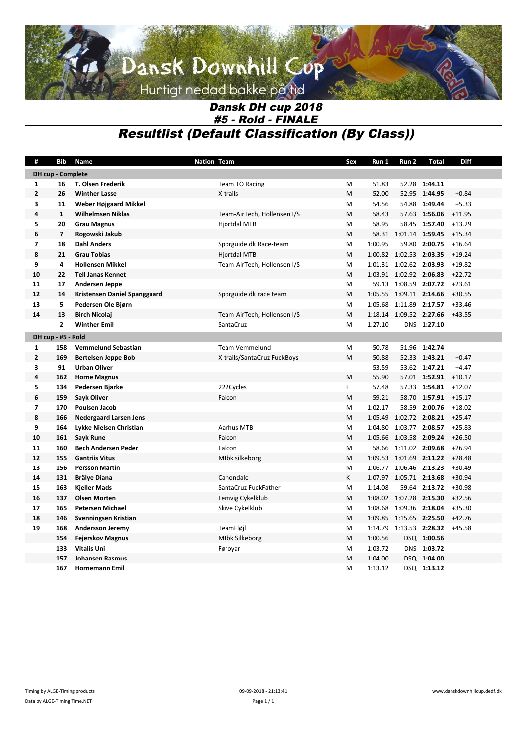# Dansk Downhill Cup

Hurtigt nedad bakke på tid

## Dansk DH cup 2018
## #5 - Rold - FINALE

# Resultlist (Default Classification (By Class))

| # | Bib | Name | Nation | Team | Sex | Run 1 | Run 2 | Total | Diff |
|---|---|---|---|---|---|---|---|---|---|
| **DH cup - Complete** | | | | | | | | | |
| 1 | 16 | **T. Olsen Frederik** | | Team TO Racing | M | 51.83 | 52.28 | **1:44.11** | |
| 2 | 26 | **Winther Lasse** | | X-trails | M | 52.00 | 52.95 | **1:44.95** | +0.84 |
| 3 | 11 | **Weber Højgaard Mikkel** | | | M | 54.56 | 54.88 | **1:49.44** | +5.33 |
| 4 | 1 | **Wilhelmsen Niklas** | | Team-AirTech, Hollensen I/S | M | 58.43 | 57.63 | **1:56.06** | +11.95 |
| 5 | 20 | **Grau Magnus** | | Hjortdal MTB | M | 58.95 | 58.45 | **1:57.40** | +13.29 |
| 6 | 7 | **Rogowski Jakub** | | | M | 58.31 | 1:01.14 | **1:59.45** | +15.34 |
| 7 | 18 | **Dahl Anders** | | Sporguide.dk Race-team | M | 1:00.95 | 59.80 | **2:00.75** | +16.64 |
| 8 | 21 | **Grau Tobias** | | Hjortdal MTB | M | 1:00.82 | 1:02.53 | **2:03.35** | +19.24 |
| 9 | 4 | **Hollensen Mikkel** | | Team-AirTech, Hollensen I/S | M | 1:01.31 | 1:02.62 | **2:03.93** | +19.82 |
| 10 | 22 | **Tell Janas Kennet** | | | M | 1:03.91 | 1:02.92 | **2:06.83** | +22.72 |
| 11 | 17 | **Andersen Jeppe** | | | M | 59.13 | 1:08.59 | **2:07.72** | +23.61 |
| 12 | 14 | **Kristensen Daniel Spanggaard** | | Sporguide.dk race team | M | 1:05.55 | 1:09.11 | **2:14.66** | +30.55 |
| 13 | 5 | **Pedersen Ole Bjørn** | | | M | 1:05.68 | 1:11.89 | **2:17.57** | +33.46 |
| 14 | 13 | **Birch Nicolaj** | | Team-AirTech, Hollensen I/S | M | 1:18.14 | 1:09.52 | **2:27.66** | +43.55 |
| | 2 | **Winther Emil** | | SantaCruz | M | 1:27.10 | DNS | **1:27.10** | |
| **DH cup - #5 - Rold** | | | | | | | | | |
| 1 | 158 | **Vemmelund Sebastian** | | Team Vemmelund | M | 50.78 | 51.96 | **1:42.74** | |
| 2 | 169 | **Bertelsen Jeppe Bob** | | X-trails/SantaCruz FuckBoys | M | 50.88 | 52.33 | **1:43.21** | +0.47 |
| 3 | 91 | **Urban Oliver** | | | | 53.59 | 53.62 | **1:47.21** | +4.47 |
| 4 | 162 | **Horne Magnus** | | | M | 55.90 | 57.01 | **1:52.91** | +10.17 |
| 5 | 134 | **Pedersen Bjarke** | | 222Cycles | F | 57.48 | 57.33 | **1:54.81** | +12.07 |
| 6 | 159 | **Sayk Oliver** | | Falcon | M | 59.21 | 58.70 | **1:57.91** | +15.17 |
| 7 | 170 | **Poulsen Jacob** | | | M | 1:02.17 | 58.59 | **2:00.76** | +18.02 |
| 8 | 166 | **Nedergaard Larsen Jens** | | | M | 1:05.49 | 1:02.72 | **2:08.21** | +25.47 |
| 9 | 164 | **Lykke Nielsen Christian** | | Aarhus MTB | M | 1:04.80 | 1:03.77 | **2:08.57** | +25.83 |
| 10 | 161 | **Sayk Rune** | | Falcon | M | 1:05.66 | 1:03.58 | **2:09.24** | +26.50 |
| 11 | 160 | **Bech Andersen Peder** | | Falcon | M | 58.66 | 1:11.02 | **2:09.68** | +26.94 |
| 12 | 155 | **Gantriis Vitus** | | Mtbk silkeborg | M | 1:09.53 | 1:01.69 | **2:11.22** | +28.48 |
| 13 | 156 | **Persson Martin** | | | M | 1:06.77 | 1:06.46 | **2:13.23** | +30.49 |
| 14 | 131 | **Brälye Diana** | | Canondale | K | 1:07.97 | 1:05.71 | **2:13.68** | +30.94 |
| 15 | 163 | **Kjeller Mads** | | SantaCruz FuckFather | M | 1:14.08 | 59.64 | **2:13.72** | +30.98 |
| 16 | 137 | **Olsen Morten** | | Lemvig Cykelklub | M | 1:08.02 | 1:07.28 | **2:15.30** | +32.56 |
| 17 | 165 | **Petersen Michael** | | Skive Cykelklub | M | 1:08.68 | 1:09.36 | **2:18.04** | +35.30 |
| 18 | 146 | **Svenningsen Kristian** | | | M | 1:09.85 | 1:15.65 | **2:25.50** | +42.76 |
| 19 | 168 | **Andersson Jeremy** | | TeamFløjl | M | 1:14.79 | 1:13.53 | **2:28.32** | +45.58 |
| | 154 | **Fejerskov Magnus** | | Mtbk Silkeborg | M | 1:00.56 | DSQ | **1:00.56** | |
| | 133 | **Vitalis Uni** | | Føroyar | M | 1:03.72 | DNS | **1:03.72** | |
| | 157 | **Johansen Rasmus** | | | M | 1:04.00 | DSQ | **1:04.00** | |
| | 167 | **Hornemann Emil** | | | M | 1:13.12 | DSQ | **1:13.12** | |

Timing by ALGE-Timing products | 09-09-2018 - 21:13:41 | www.danskdownhillcup.dedf.dk

Data by ALGE-Timing Time.NET